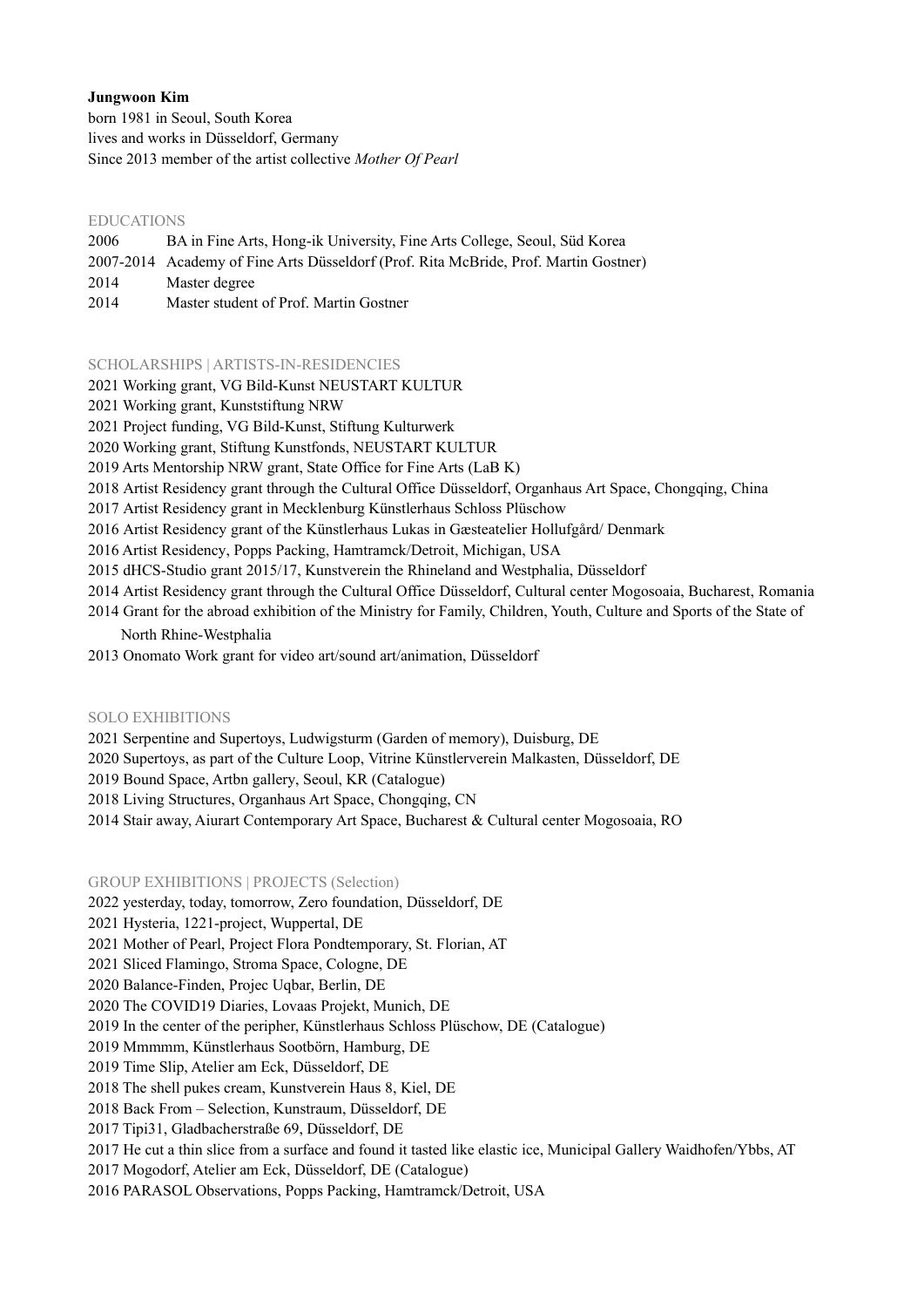**Jungwoon Kim**
born 1981 in Seoul, South Korea
lives and works in Düsseldorf, Germany
Since 2013 member of the artist collective *Mother Of Pearl*

## EDUCATIONS

2006 BA in Fine Arts, Hong-ik University, Fine Arts College, Seoul, Süd Korea
2007-2014 Academy of Fine Arts Düsseldorf (Prof. Rita McBride, Prof. Martin Gostner)
2014 Master degree
2014 Master student of Prof. Martin Gostner

## SCHOLARSHIPS | ARTISTS-IN-RESIDENCIES

2021 Working grant, VG Bild-Kunst NEUSTART KULTUR
2021 Working grant, Kunststiftung NRW
2021 Project funding, VG Bild-Kunst, Stiftung Kulturwerk
2020 Working grant, Stiftung Kunstfonds, NEUSTART KULTUR
2019 Arts Mentorship NRW grant, State Office for Fine Arts (LaB K)
2018 Artist Residency grant through the Cultural Office Düsseldorf, Organhaus Art Space, Chongqing, China
2017 Artist Residency grant in Mecklenburg Künstlerhaus Schloss Plüschow
2016 Artist Residency grant of the Künstlerhaus Lukas in Gæsteatelier Hollufgård/ Denmark
2016 Artist Residency, Popps Packing, Hamtramck/Detroit, Michigan, USA
2015 dHCS-Studio grant 2015/17, Kunstverein the Rhineland and Westphalia, Düsseldorf
2014 Artist Residency grant through the Cultural Office Düsseldorf, Cultural center Mogosoaia, Bucharest, Romania
2014 Grant for the abroad exhibition of the Ministry for Family, Children, Youth, Culture and Sports of the State of North Rhine-Westphalia
2013 Onomato Work grant for video art/sound art/animation, Düsseldorf

## SOLO EXHIBITIONS

2021 Serpentine and Supertoys, Ludwigsturm (Garden of memory), Duisburg, DE
2020 Supertoys, as part of the Culture Loop, Vitrine Künstlerverein Malkasten, Düsseldorf, DE
2019 Bound Space, Artbn gallery, Seoul, KR (Catalogue)
2018 Living Structures, Organhaus Art Space, Chongqing, CN
2014 Stair away, Aiurart Contemporary Art Space, Bucharest & Cultural center Mogosoaia, RO

## GROUP EXHIBITIONS | PROJECTS (Selection)

2022 yesterday, today, tomorrow, Zero foundation, Düsseldorf, DE
2021 Hysteria, 1221-project, Wuppertal, DE
2021 Mother of Pearl, Project Flora Pondtemporary, St. Florian, AT
2021 Sliced Flamingo, Stroma Space, Cologne, DE
2020 Balance-Finden, Projec Uqbar, Berlin, DE
2020 The COVID19 Diaries, Lovaas Projekt, Munich, DE
2019 In the center of the peripher, Künstlerhaus Schloss Plüschow, DE (Catalogue)
2019 Mmmmm, Künstlerhaus Sootbörn, Hamburg, DE
2019 Time Slip, Atelier am Eck, Düsseldorf, DE
2018 The shell pukes cream, Kunstverein Haus 8, Kiel, DE
2018 Back From – Selection, Kunstraum, Düsseldorf, DE
2017 Tipi31, Gladbacherstraße 69, Düsseldorf, DE
2017 He cut a thin slice from a surface and found it tasted like elastic ice, Municipal Gallery Waidhofen/Ybbs, AT
2017 Mogodorf, Atelier am Eck, Düsseldorf, DE (Catalogue)
2016 PARASOL Observations, Popps Packing, Hamtramck/Detroit, USA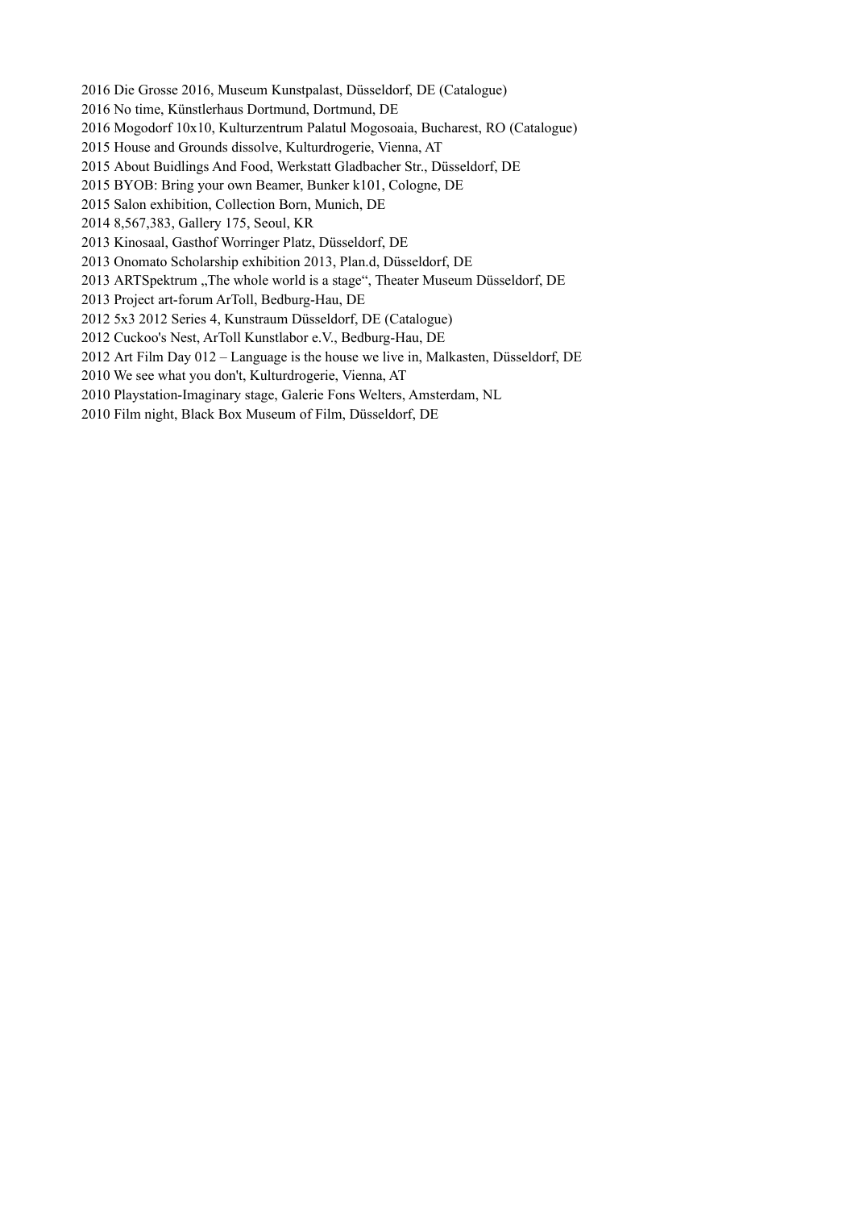2016 Die Grosse 2016, Museum Kunstpalast, Düsseldorf, DE (Catalogue)  
2016 No time, Künstlerhaus Dortmund, Dortmund, DE  
2016 Mogodorf 10x10, Kulturzentrum Palatul Mogosoaia, Bucharest, RO (Catalogue)  
2015 House and Grounds dissolve, Kulturdrogerie, Vienna, AT  
2015 About Buidlings And Food, Werkstatt Gladbacher Str., Düsseldorf, DE  
2015 BYOB: Bring your own Beamer, Bunker k101, Cologne, DE  
2015 Salon exhibition, Collection Born, Munich, DE  
2014 8,567,383, Gallery 175, Seoul, KR  
2013 Kinosaal, Gasthof Worringer Platz, Düsseldorf, DE  
2013 Onomato Scholarship exhibition 2013, Plan.d, Düsseldorf, DE  
2013 ARTSpektrum „The whole world is a stage“, Theater Museum Düsseldorf, DE  
2013 Project art-forum ArToll, Bedburg-Hau, DE  
2012 5x3 2012 Series 4, Kunstraum Düsseldorf, DE (Catalogue)  
2012 Cuckoo's Nest, ArToll Kunstlabor e.V., Bedburg-Hau, DE  
2012 Art Film Day 012 – Language is the house we live in, Malkasten, Düsseldorf, DE  
2010 We see what you don't, Kulturdrogerie, Vienna, AT  
2010 Playstation-Imaginary stage, Galerie Fons Welters, Amsterdam, NL  
2010 Film night, Black Box Museum of Film, Düsseldorf, DE